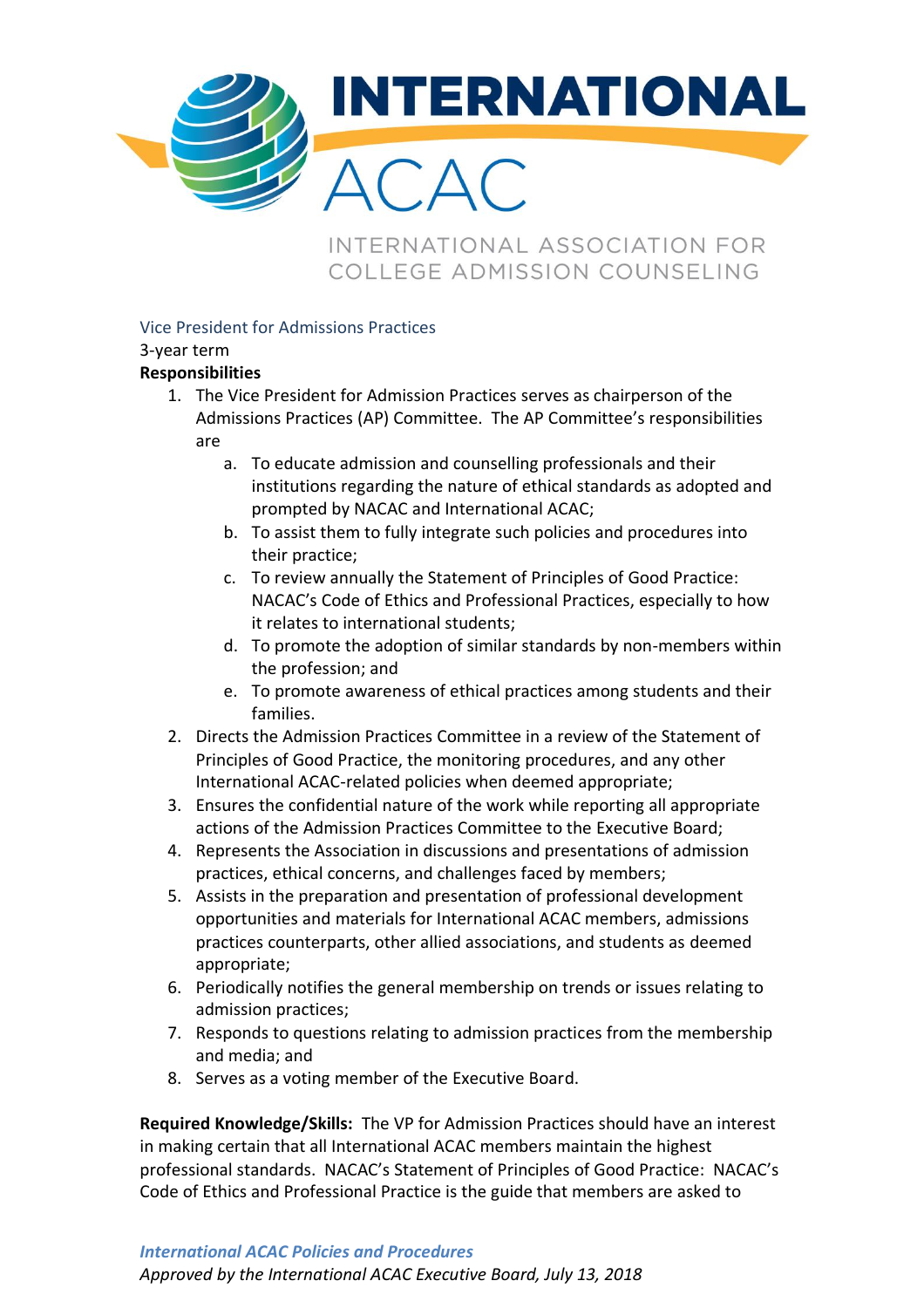# INTERNATIONAL ACAC

INTERNATIONAL ASSOCIATION FOR COLLEGE ADMISSION COUNSELING

## Vice President for Admissions Practices

3-year term

**Responsibilities**

1. The Vice President for Admission Practices serves as chairperson of the Admissions Practices (AP) Committee. The AP Committee's responsibilities are
   a. To educate admission and counselling professionals and their institutions regarding the nature of ethical standards as adopted and prompted by NACAC and International ACAC;
   b. To assist them to fully integrate such policies and procedures into their practice;
   c. To review annually the Statement of Principles of Good Practice: NACAC's Code of Ethics and Professional Practices, especially to how it relates to international students;
   d. To promote the adoption of similar standards by non-members within the profession; and
   e. To promote awareness of ethical practices among students and their families.
2. Directs the Admission Practices Committee in a review of the Statement of Principles of Good Practice, the monitoring procedures, and any other International ACAC-related policies when deemed appropriate;
3. Ensures the confidential nature of the work while reporting all appropriate actions of the Admission Practices Committee to the Executive Board;
4. Represents the Association in discussions and presentations of admission practices, ethical concerns, and challenges faced by members;
5. Assists in the preparation and presentation of professional development opportunities and materials for International ACAC members, admissions practices counterparts, other allied associations, and students as deemed appropriate;
6. Periodically notifies the general membership on trends or issues relating to admission practices;
7. Responds to questions relating to admission practices from the membership and media; and
8. Serves as a voting member of the Executive Board.

**Required Knowledge/Skills:** The VP for Admission Practices should have an interest in making certain that all International ACAC members maintain the highest professional standards. NACAC's Statement of Principles of Good Practice: NACAC's Code of Ethics and Professional Practice is the guide that members are asked to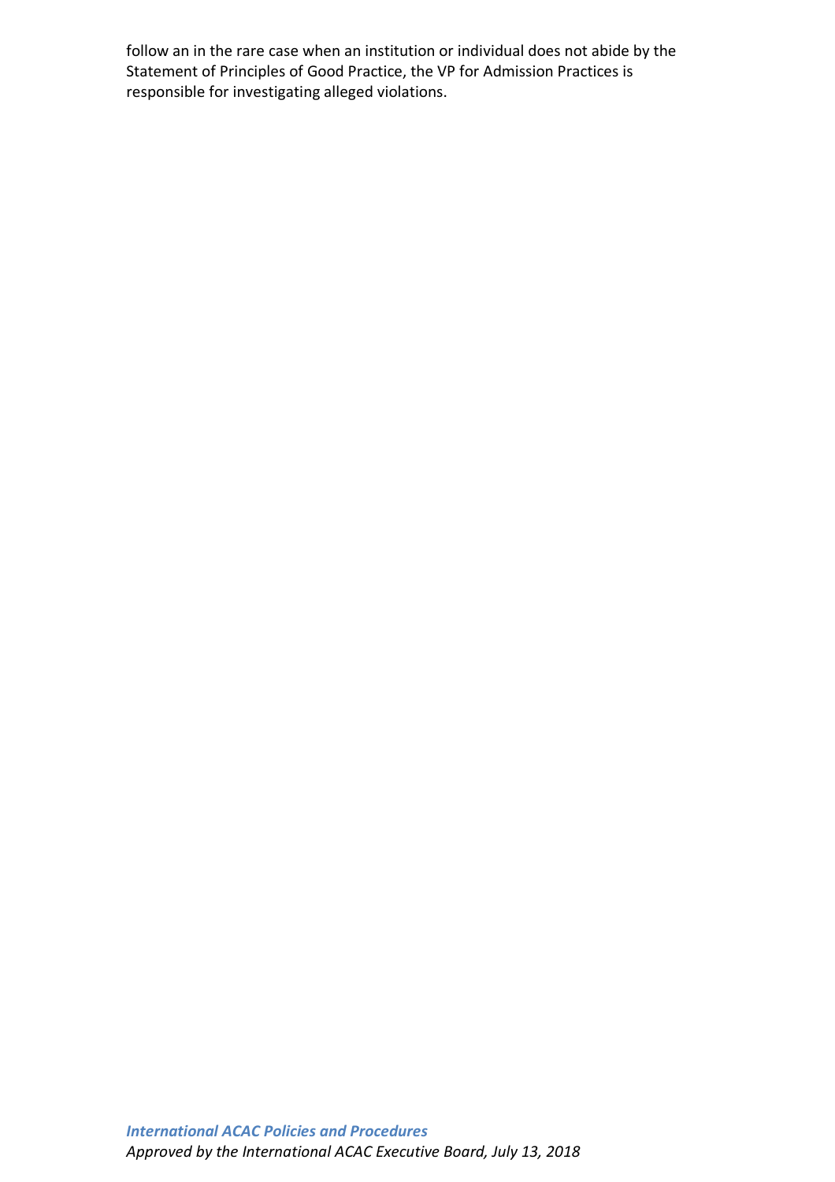follow an in the rare case when an institution or individual does not abide by the Statement of Principles of Good Practice, the VP for Admission Practices is responsible for investigating alleged violations.